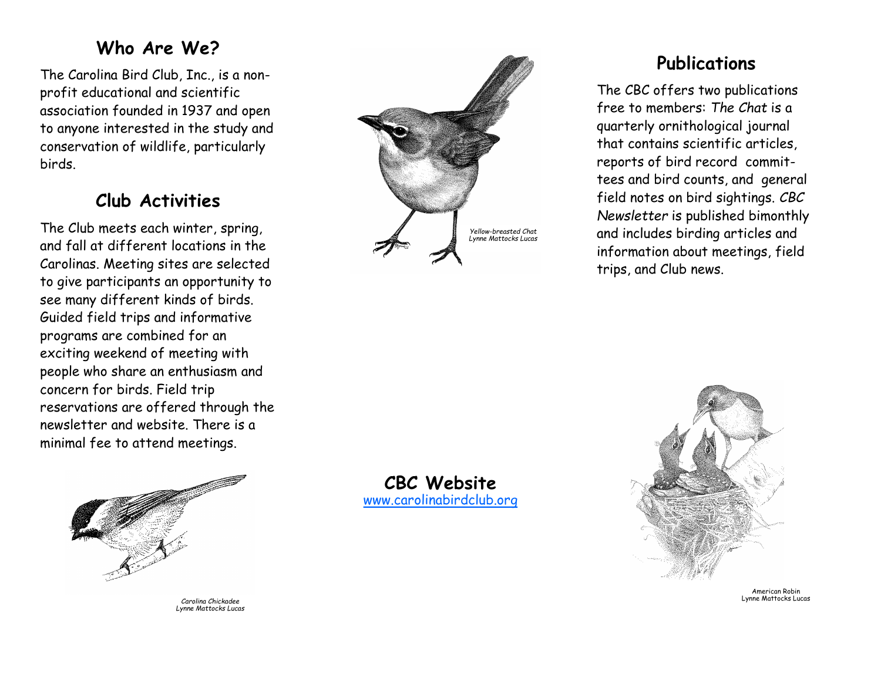## Who Are We?

The Carolina Bird Club, Inc., is a non-profit educational and scientific association founded in 1937 and open to anyone interested in the study and conservation of wildlife, particularly birds.

## Club Activities

The Club meets each winter, spring, and fall at different locations in the Carolinas. Meeting sites are selected to give participants an opportunity to see many different kinds of birds. Guided field trips and informative programs are combined for an exciting weekend of meeting with people who share an enthusiasm and concern for birds. Field trip reservations are offered through the newsletter and website. There is a minimal fee to attend meetings.

*Carolina Chickadee*
*Lynne Mattocks Lucas*

*Yellow-breasted Chat*
*Lynne Mattocks Lucas*

## CBC Website

www.carolinabirdclub.org

## Publications

The CBC offers two publications free to members: *The Chat* is a quarterly ornithological journal that contains scientific articles, reports of bird record committees and bird counts, and general field notes on bird sightings. *CBC Newsletter* is published bimonthly and includes birding articles and information about meetings, field trips, and Club news.

American Robin
Lynne Mattocks Lucas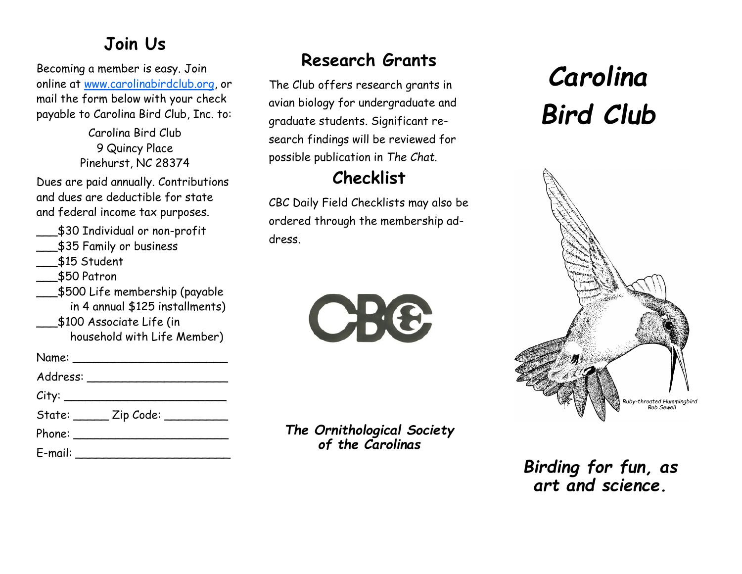## Join Us

Becoming a member is easy. Join online at www.carolinabirdclub.org, or mail the form below with your check payable to Carolina Bird Club, Inc. to:

Carolina Bird Club
9 Quincy Place
Pinehurst, NC 28374

Dues are paid annually. Contributions and dues are deductible for state and federal income tax purposes.

___$30 Individual or non-profit
___$35 Family or business
___$15 Student
___$50 Patron
___$500 Life membership (payable in 4 annual $125 installments)
___$100 Associate Life (in household with Life Member)

Name: ______________________

Address: ____________________

City: ________________________

State: _____ Zip Code: _________

Phone: ______________________

E-mail: ______________________

## Research Grants

The Club offers research grants in avian biology for undergraduate and graduate students. Significant research findings will be reviewed for possible publication in *The Chat*.

## Checklist

CBC Daily Field Checklists may also be ordered through the membership address.

CBC

***The Ornithological Society of the Carolinas***

# *Carolina Bird Club*

*Ruby-throated Hummingbird*
*Rob Sewell*

***Birding for fun, as art and science.***